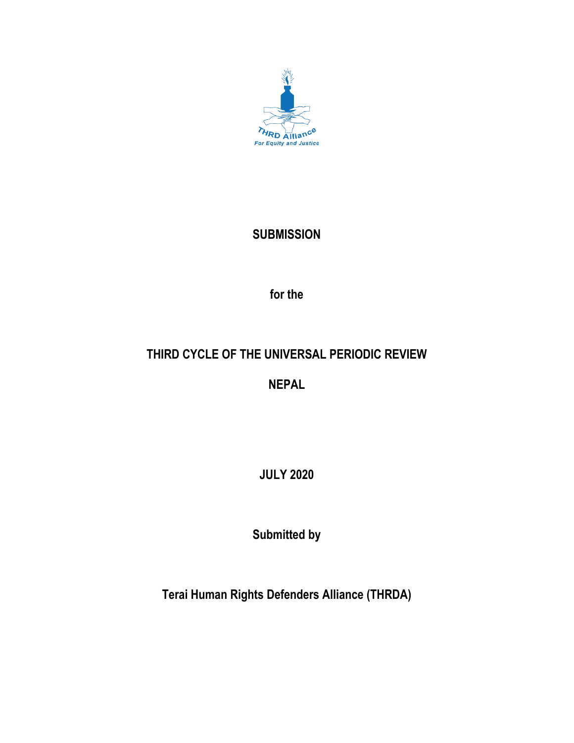THRD Alliance

For Equity and Justice

# SUBMISSION

## for the

# THIRD CYCLE OF THE UNIVERSAL PERIODIC REVIEW

# NEPAL

**JULY 2020**

**Submitted by**

**Terai Human Rights Defenders Alliance (THRDA)**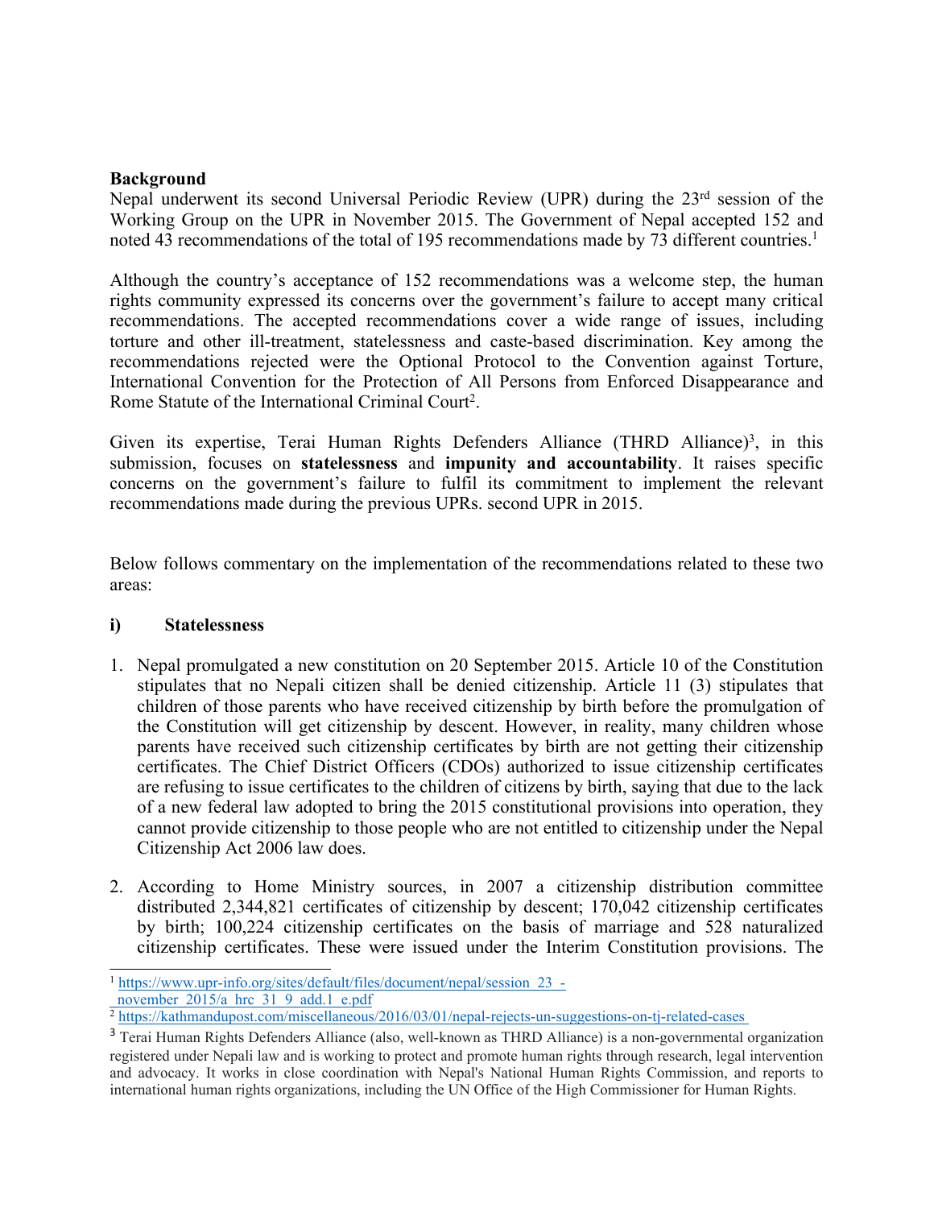**Background**

Nepal underwent its second Universal Periodic Review (UPR) during the 23rd session of the Working Group on the UPR in November 2015. The Government of Nepal accepted 152 and noted 43 recommendations of the total of 195 recommendations made by 73 different countries.[1]

Although the country's acceptance of 152 recommendations was a welcome step, the human rights community expressed its concerns over the government's failure to accept many critical recommendations. The accepted recommendations cover a wide range of issues, including torture and other ill-treatment, statelessness and caste-based discrimination. Key among the recommendations rejected were the Optional Protocol to the Convention against Torture, International Convention for the Protection of All Persons from Enforced Disappearance and Rome Statute of the International Criminal Court[2].

Given its expertise, Terai Human Rights Defenders Alliance (THRD Alliance)[3], in this submission, focuses on **statelessness** and **impunity and accountability**. It raises specific concerns on the government's failure to fulfil its commitment to implement the relevant recommendations made during the previous UPRs. second UPR in 2015.

Below follows commentary on the implementation of the recommendations related to these two areas:

**i) Statelessness**

1. Nepal promulgated a new constitution on 20 September 2015. Article 10 of the Constitution stipulates that no Nepali citizen shall be denied citizenship. Article 11 (3) stipulates that children of those parents who have received citizenship by birth before the promulgation of the Constitution will get citizenship by descent. However, in reality, many children whose parents have received such citizenship certificates by birth are not getting their citizenship certificates. The Chief District Officers (CDOs) authorized to issue citizenship certificates are refusing to issue certificates to the children of citizens by birth, saying that due to the lack of a new federal law adopted to bring the 2015 constitutional provisions into operation, they cannot provide citizenship to those people who are not entitled to citizenship under the Nepal Citizenship Act 2006 law does.

2. According to Home Ministry sources, in 2007 a citizenship distribution committee distributed 2,344,821 certificates of citizenship by descent; 170,042 citizenship certificates by birth; 100,224 citizenship certificates on the basis of marriage and 528 naturalized citizenship certificates. These were issued under the Interim Constitution provisions. The

---

[1] https://www.upr-info.org/sites/default/files/document/nepal/session_23_-_november_2015/a_hrc_31_9_add.1_e.pdf

[2] https://kathmandupost.com/miscellaneous/2016/03/01/nepal-rejects-un-suggestions-on-tj-related-cases

[3] Terai Human Rights Defenders Alliance (also, well-known as THRD Alliance) is a non-governmental organization registered under Nepali law and is working to protect and promote human rights through research, legal intervention and advocacy. It works in close coordination with Nepal's National Human Rights Commission, and reports to international human rights organizations, including the UN Office of the High Commissioner for Human Rights.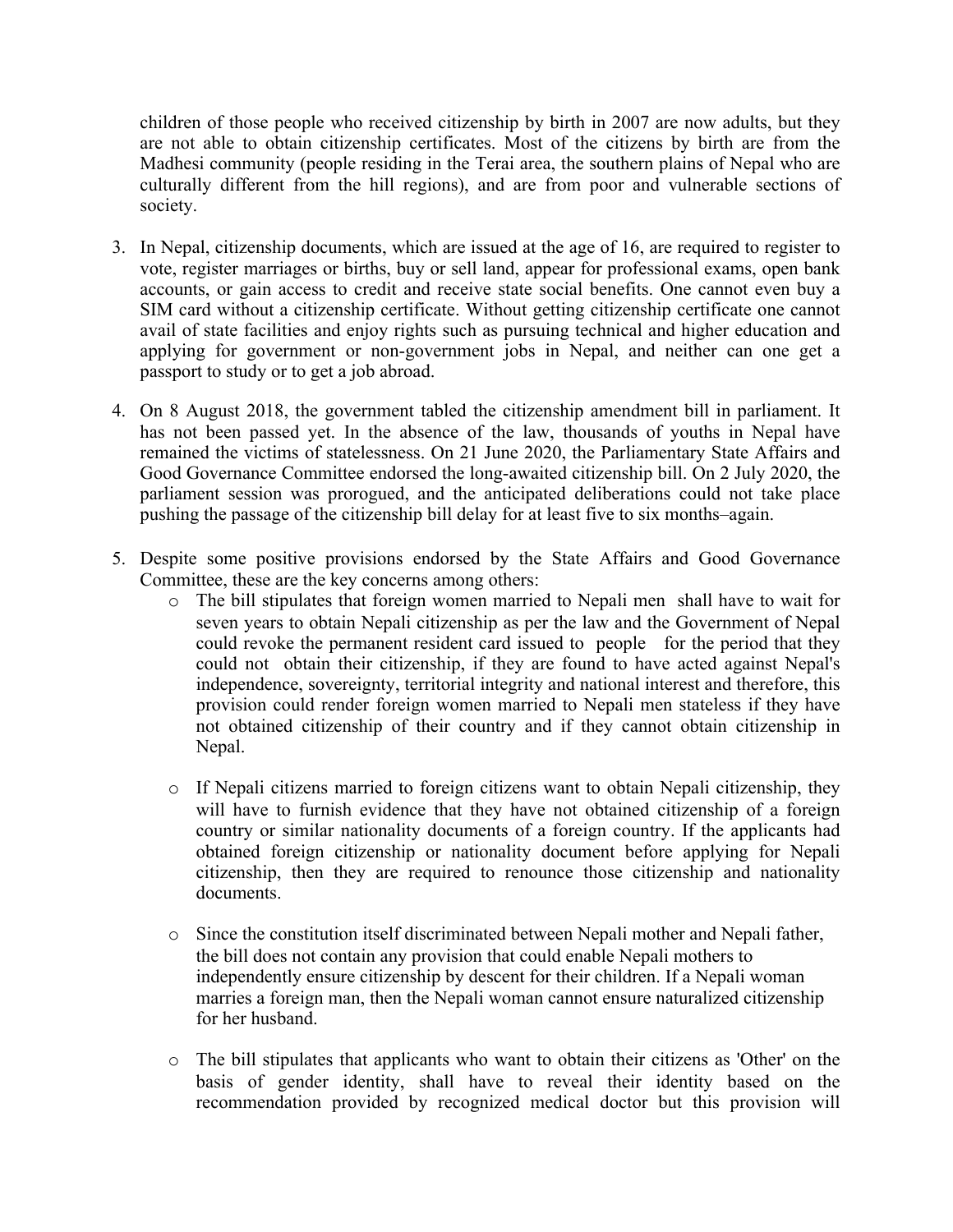children of those people who received citizenship by birth in 2007 are now adults, but they are not able to obtain citizenship certificates. Most of the citizens by birth are from the Madhesi community (people residing in the Terai area, the southern plains of Nepal who are culturally different from the hill regions), and are from poor and vulnerable sections of society.

3. In Nepal, citizenship documents, which are issued at the age of 16, are required to register to vote, register marriages or births, buy or sell land, appear for professional exams, open bank accounts, or gain access to credit and receive state social benefits. One cannot even buy a SIM card without a citizenship certificate. Without getting citizenship certificate one cannot avail of state facilities and enjoy rights such as pursuing technical and higher education and applying for government or non-government jobs in Nepal, and neither can one get a passport to study or to get a job abroad.

4. On 8 August 2018, the government tabled the citizenship amendment bill in parliament. It has not been passed yet. In the absence of the law, thousands of youths in Nepal have remained the victims of statelessness. On 21 June 2020, the Parliamentary State Affairs and Good Governance Committee endorsed the long-awaited citizenship bill. On 2 July 2020, the parliament session was prorogued, and the anticipated deliberations could not take place pushing the passage of the citizenship bill delay for at least five to six months–again.

5. Despite some positive provisions endorsed by the State Affairs and Good Governance Committee, these are the key concerns among others:
   - The bill stipulates that foreign women married to Nepali men shall have to wait for seven years to obtain Nepali citizenship as per the law and the Government of Nepal could revoke the permanent resident card issued to people for the period that they could not obtain their citizenship, if they are found to have acted against Nepal's independence, sovereignty, territorial integrity and national interest and therefore, this provision could render foreign women married to Nepali men stateless if they have not obtained citizenship of their country and if they cannot obtain citizenship in Nepal.

   - If Nepali citizens married to foreign citizens want to obtain Nepali citizenship, they will have to furnish evidence that they have not obtained citizenship of a foreign country or similar nationality documents of a foreign country. If the applicants had obtained foreign citizenship or nationality document before applying for Nepali citizenship, then they are required to renounce those citizenship and nationality documents.

   - Since the constitution itself discriminated between Nepali mother and Nepali father, the bill does not contain any provision that could enable Nepali mothers to independently ensure citizenship by descent for their children. If a Nepali woman marries a foreign man, then the Nepali woman cannot ensure naturalized citizenship for her husband.

   - The bill stipulates that applicants who want to obtain their citizens as 'Other' on the basis of gender identity, shall have to reveal their identity based on the recommendation provided by recognized medical doctor but this provision will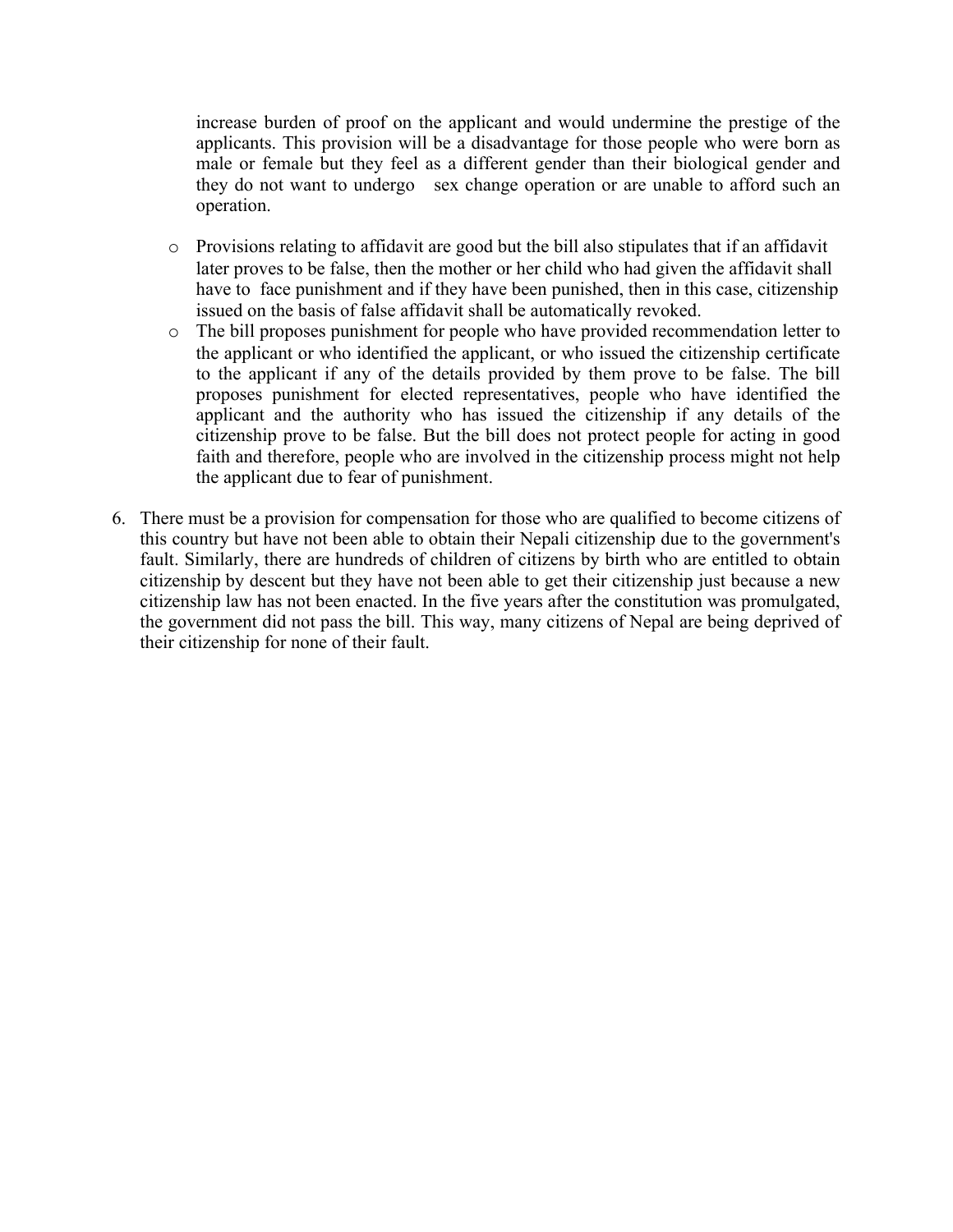increase burden of proof on the applicant and would undermine the prestige of the applicants. This provision will be a disadvantage for those people who were born as male or female but they feel as a different gender than their biological gender and they do not want to undergo sex change operation or are unable to afford such an operation.

- Provisions relating to affidavit are good but the bill also stipulates that if an affidavit later proves to be false, then the mother or her child who had given the affidavit shall have to face punishment and if they have been punished, then in this case, citizenship issued on the basis of false affidavit shall be automatically revoked.
- The bill proposes punishment for people who have provided recommendation letter to the applicant or who identified the applicant, or who issued the citizenship certificate to the applicant if any of the details provided by them prove to be false. The bill proposes punishment for elected representatives, people who have identified the applicant and the authority who has issued the citizenship if any details of the citizenship prove to be false. But the bill does not protect people for acting in good faith and therefore, people who are involved in the citizenship process might not help the applicant due to fear of punishment.

6. There must be a provision for compensation for those who are qualified to become citizens of this country but have not been able to obtain their Nepali citizenship due to the government's fault. Similarly, there are hundreds of children of citizens by birth who are entitled to obtain citizenship by descent but they have not been able to get their citizenship just because a new citizenship law has not been enacted. In the five years after the constitution was promulgated, the government did not pass the bill. This way, many citizens of Nepal are being deprived of their citizenship for none of their fault.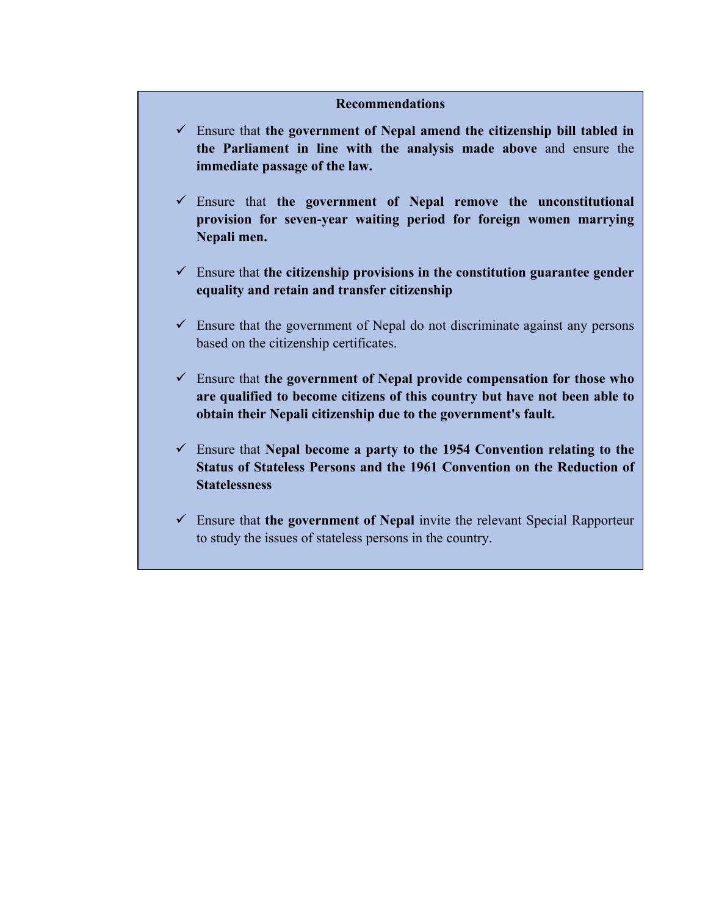**Recommendations**

- ✓ Ensure that **the government of Nepal amend the citizenship bill tabled in the Parliament in line with the analysis made above** and ensure the **immediate passage of the law.**

- ✓ Ensure that **the government of Nepal remove the unconstitutional provision for seven-year waiting period for foreign women marrying Nepali men.**

- ✓ Ensure that **the citizenship provisions in the constitution guarantee gender equality and retain and transfer citizenship**

- ✓ Ensure that the government of Nepal do not discriminate against any persons based on the citizenship certificates.

- ✓ Ensure that **the government of Nepal provide compensation for those who are qualified to become citizens of this country but have not been able to obtain their Nepali citizenship due to the government's fault.**

- ✓ Ensure that **Nepal become a party to the 1954 Convention relating to the Status of Stateless Persons and the 1961 Convention on the Reduction of Statelessness**

- ✓ Ensure that **the government of Nepal** invite the relevant Special Rapporteur to study the issues of stateless persons in the country.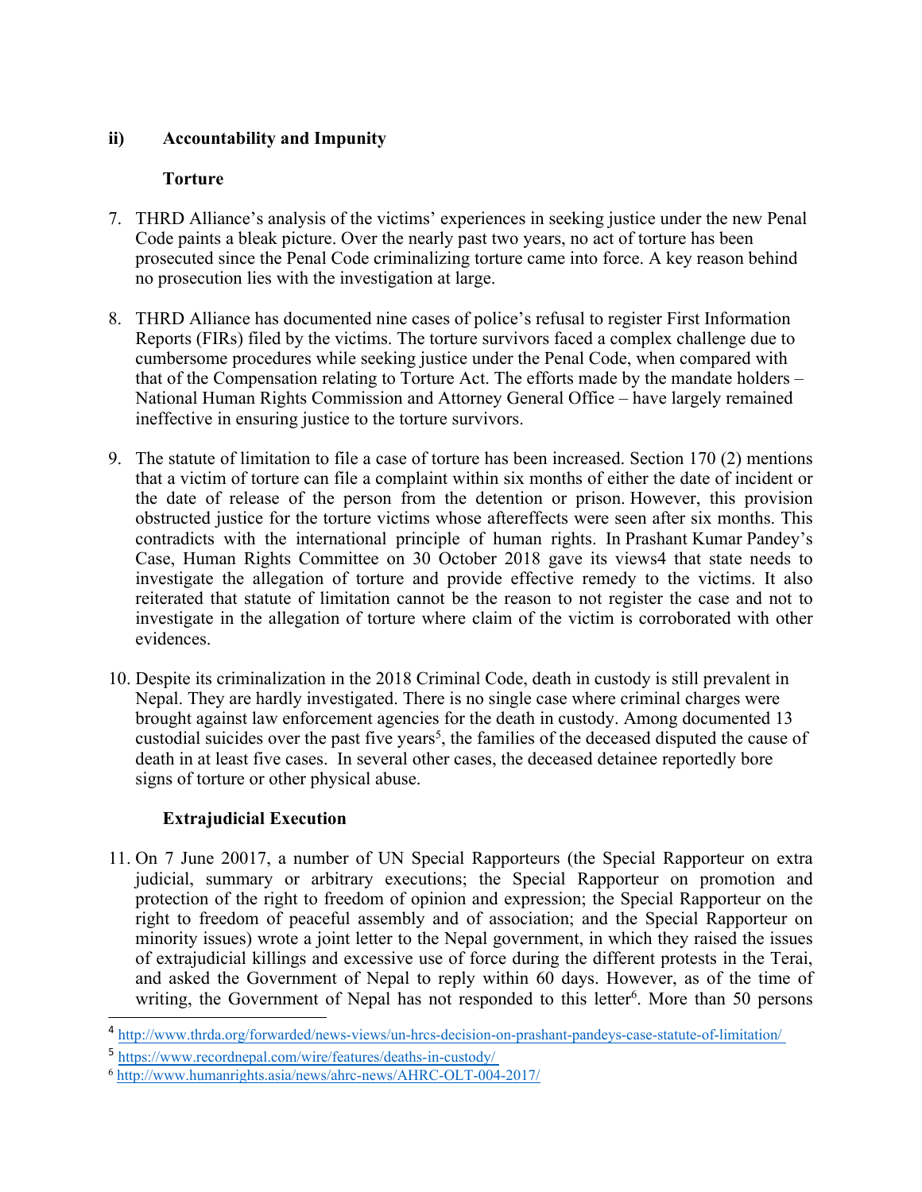## ii) Accountability and Impunity

### Torture

7. THRD Alliance's analysis of the victims' experiences in seeking justice under the new Penal Code paints a bleak picture. Over the nearly past two years, no act of torture has been prosecuted since the Penal Code criminalizing torture came into force. A key reason behind no prosecution lies with the investigation at large.

8. THRD Alliance has documented nine cases of police's refusal to register First Information Reports (FIRs) filed by the victims. The torture survivors faced a complex challenge due to cumbersome procedures while seeking justice under the Penal Code, when compared with that of the Compensation relating to Torture Act. The efforts made by the mandate holders – National Human Rights Commission and Attorney General Office – have largely remained ineffective in ensuring justice to the torture survivors.

9. The statute of limitation to file a case of torture has been increased. Section 170 (2) mentions that a victim of torture can file a complaint within six months of either the date of incident or the date of release of the person from the detention or prison. However, this provision obstructed justice for the torture victims whose aftereffects were seen after six months. This contradicts with the international principle of human rights. In Prashant Kumar Pandey's Case, Human Rights Committee on 30 October 2018 gave its views4 that state needs to investigate the allegation of torture and provide effective remedy to the victims. It also reiterated that statute of limitation cannot be the reason to not register the case and not to investigate in the allegation of torture where claim of the victim is corroborated with other evidences.

10. Despite its criminalization in the 2018 Criminal Code, death in custody is still prevalent in Nepal. They are hardly investigated. There is no single case where criminal charges were brought against law enforcement agencies for the death in custody. Among documented 13 custodial suicides over the past five years[5], the families of the deceased disputed the cause of death in at least five cases. In several other cases, the deceased detainee reportedly bore signs of torture or other physical abuse.

### Extrajudicial Execution

11. On 7 June 20017, a number of UN Special Rapporteurs (the Special Rapporteur on extra judicial, summary or arbitrary executions; the Special Rapporteur on promotion and protection of the right to freedom of opinion and expression; the Special Rapporteur on the right to freedom of peaceful assembly and of association; and the Special Rapporteur on minority issues) wrote a joint letter to the Nepal government, in which they raised the issues of extrajudicial killings and excessive use of force during the different protests in the Terai, and asked the Government of Nepal to reply within 60 days. However, as of the time of writing, the Government of Nepal has not responded to this letter[6]. More than 50 persons

---

[4] http://www.thrda.org/forwarded/news-views/un-hrcs-decision-on-prashant-pandeys-case-statute-of-limitation/

[5] https://www.recordnepal.com/wire/features/deaths-in-custody/

[6] http://www.humanrights.asia/news/ahrc-news/AHRC-OLT-004-2017/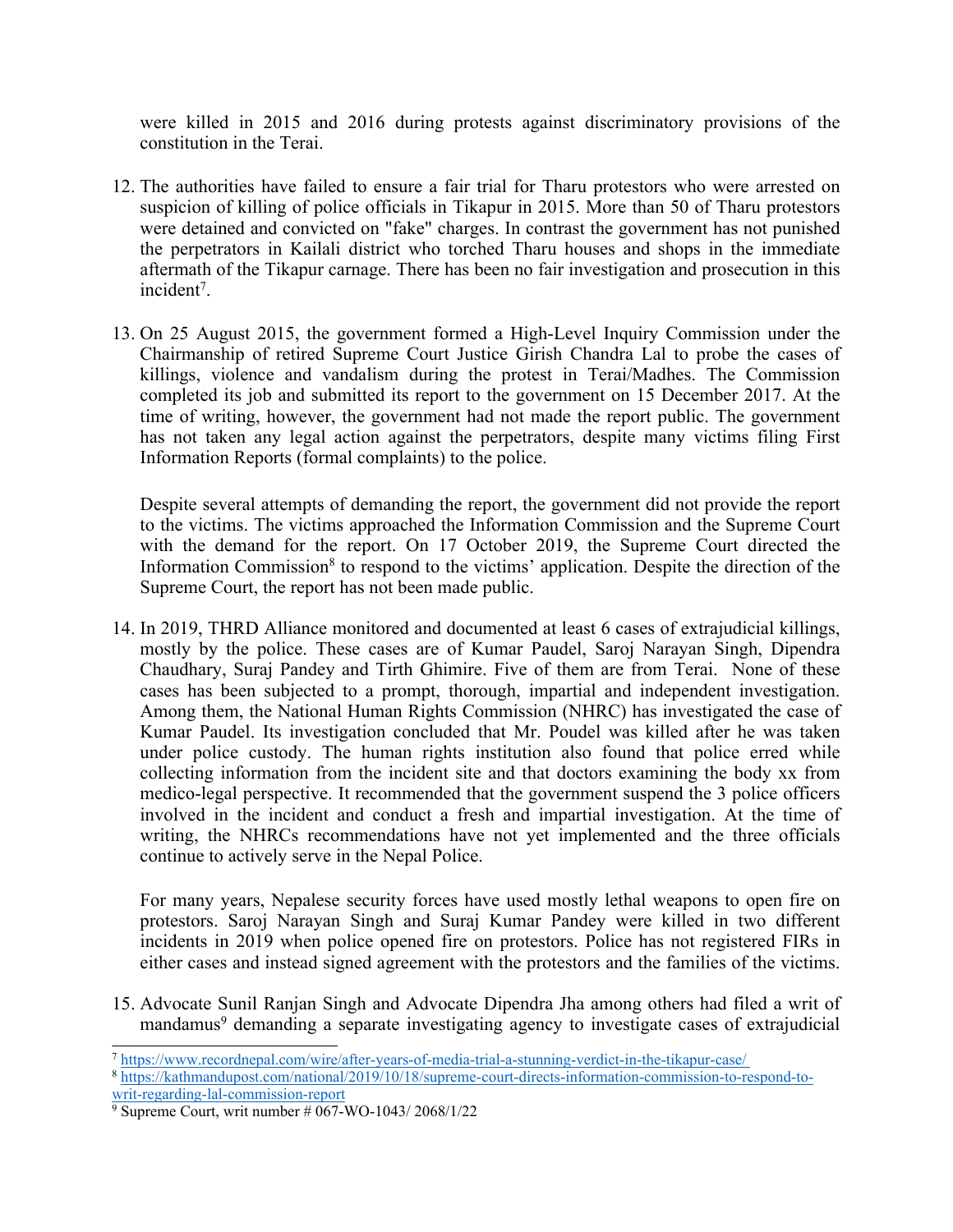were killed in 2015 and 2016 during protests against discriminatory provisions of the constitution in the Terai.

12. The authorities have failed to ensure a fair trial for Tharu protestors who were arrested on suspicion of killing of police officials in Tikapur in 2015. More than 50 of Tharu protestors were detained and convicted on "fake" charges. In contrast the government has not punished the perpetrators in Kailali district who torched Tharu houses and shops in the immediate aftermath of the Tikapur carnage. There has been no fair investigation and prosecution in this incident[7].

13. On 25 August 2015, the government formed a High-Level Inquiry Commission under the Chairmanship of retired Supreme Court Justice Girish Chandra Lal to probe the cases of killings, violence and vandalism during the protest in Terai/Madhes. The Commission completed its job and submitted its report to the government on 15 December 2017. At the time of writing, however, the government had not made the report public. The government has not taken any legal action against the perpetrators, despite many victims filing First Information Reports (formal complaints) to the police.

    Despite several attempts of demanding the report, the government did not provide the report to the victims. The victims approached the Information Commission and the Supreme Court with the demand for the report. On 17 October 2019, the Supreme Court directed the Information Commission[8] to respond to the victims' application. Despite the direction of the Supreme Court, the report has not been made public.

14. In 2019, THRD Alliance monitored and documented at least 6 cases of extrajudicial killings, mostly by the police. These cases are of Kumar Paudel, Saroj Narayan Singh, Dipendra Chaudhary, Suraj Pandey and Tirth Ghimire. Five of them are from Terai. None of these cases has been subjected to a prompt, thorough, impartial and independent investigation. Among them, the National Human Rights Commission (NHRC) has investigated the case of Kumar Paudel. Its investigation concluded that Mr. Poudel was killed after he was taken under police custody. The human rights institution also found that police erred while collecting information from the incident site and that doctors examining the body xx from medico-legal perspective. It recommended that the government suspend the 3 police officers involved in the incident and conduct a fresh and impartial investigation. At the time of writing, the NHRCs recommendations have not yet implemented and the three officials continue to actively serve in the Nepal Police.

    For many years, Nepalese security forces have used mostly lethal weapons to open fire on protestors. Saroj Narayan Singh and Suraj Kumar Pandey were killed in two different incidents in 2019 when police opened fire on protestors. Police has not registered FIRs in either cases and instead signed agreement with the protestors and the families of the victims.

15. Advocate Sunil Ranjan Singh and Advocate Dipendra Jha among others had filed a writ of mandamus[9] demanding a separate investigating agency to investigate cases of extrajudicial

---

[7] https://www.recordnepal.com/wire/after-years-of-media-trial-a-stunning-verdict-in-the-tikapur-case/

[8] https://kathmandupost.com/national/2019/10/18/supreme-court-directs-information-commission-to-respond-to-writ-regarding-lal-commission-report

[9] Supreme Court, writ number # 067-WO-1043/ 2068/1/22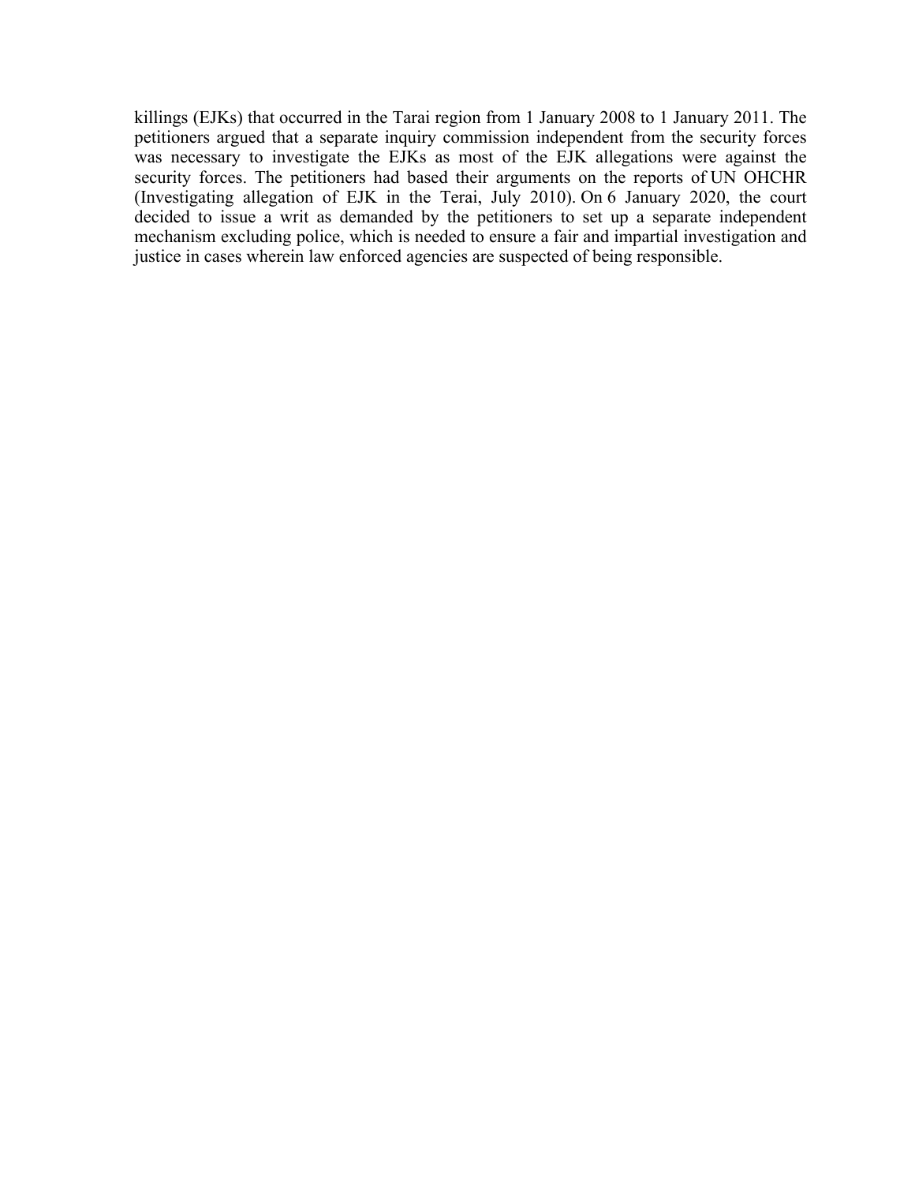killings (EJKs) that occurred in the Tarai region from 1 January 2008 to 1 January 2011. The petitioners argued that a separate inquiry commission independent from the security forces was necessary to investigate the EJKs as most of the EJK allegations were against the security forces. The petitioners had based their arguments on the reports of UN OHCHR (Investigating allegation of EJK in the Terai, July 2010). On 6 January 2020, the court decided to issue a writ as demanded by the petitioners to set up a separate independent mechanism excluding police, which is needed to ensure a fair and impartial investigation and justice in cases wherein law enforced agencies are suspected of being responsible.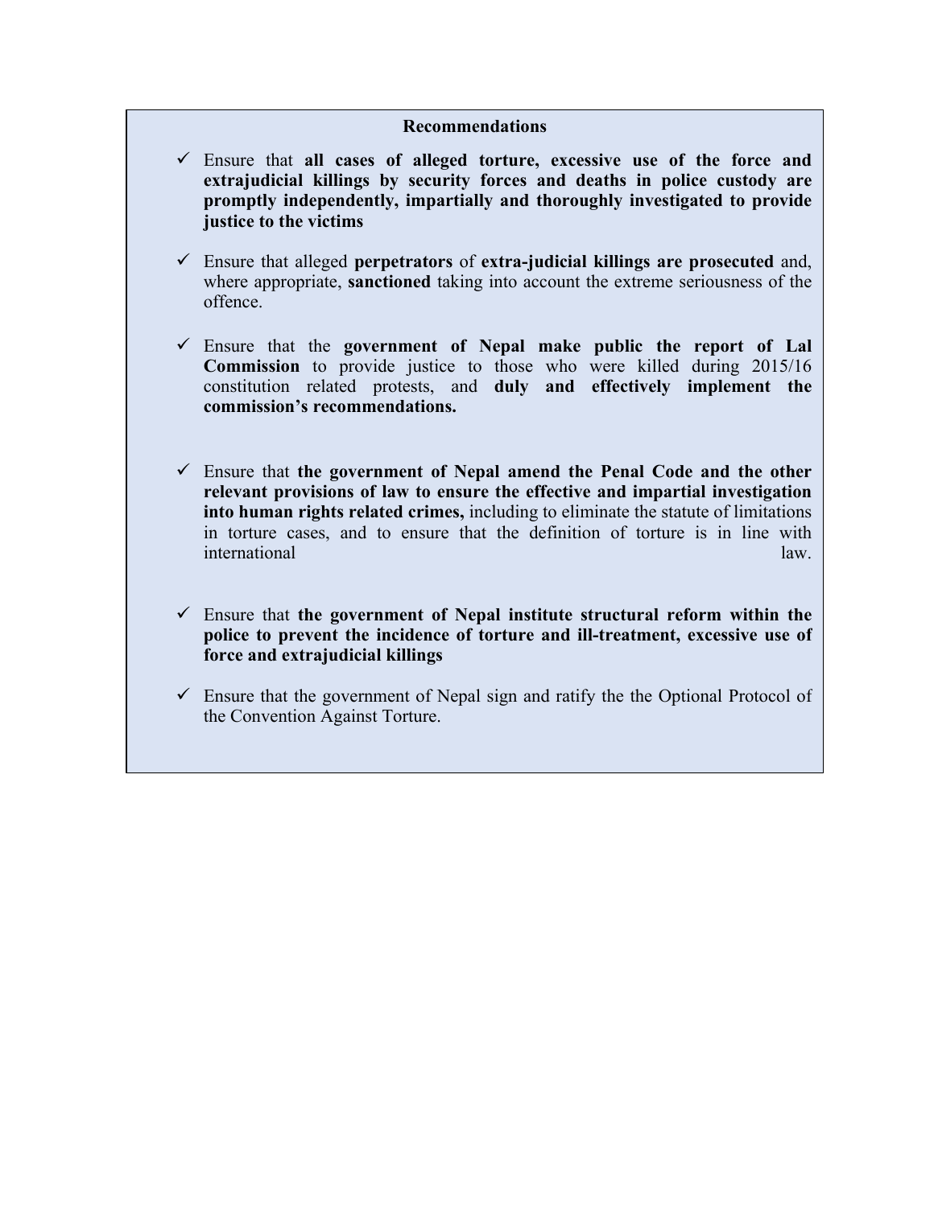**Recommendations**

- ✓ Ensure that **all cases of alleged torture, excessive use of the force and extrajudicial killings by security forces and deaths in police custody are promptly independently, impartially and thoroughly investigated to provide justice to the victims**

- ✓ Ensure that alleged **perpetrators** of **extra-judicial killings are prosecuted** and, where appropriate, **sanctioned** taking into account the extreme seriousness of the offence.

- ✓ Ensure that the **government of Nepal make public the report of Lal Commission** to provide justice to those who were killed during 2015/16 constitution related protests, and **duly and effectively implement the commission's recommendations.**

- ✓ Ensure that **the government of Nepal amend the Penal Code and the other relevant provisions of law to ensure the effective and impartial investigation into human rights related crimes,** including to eliminate the statute of limitations in torture cases, and to ensure that the definition of torture is in line with international law.

- ✓ Ensure that **the government of Nepal institute structural reform within the police to prevent the incidence of torture and ill-treatment, excessive use of force and extrajudicial killings**

- ✓ Ensure that the government of Nepal sign and ratify the the Optional Protocol of the Convention Against Torture.